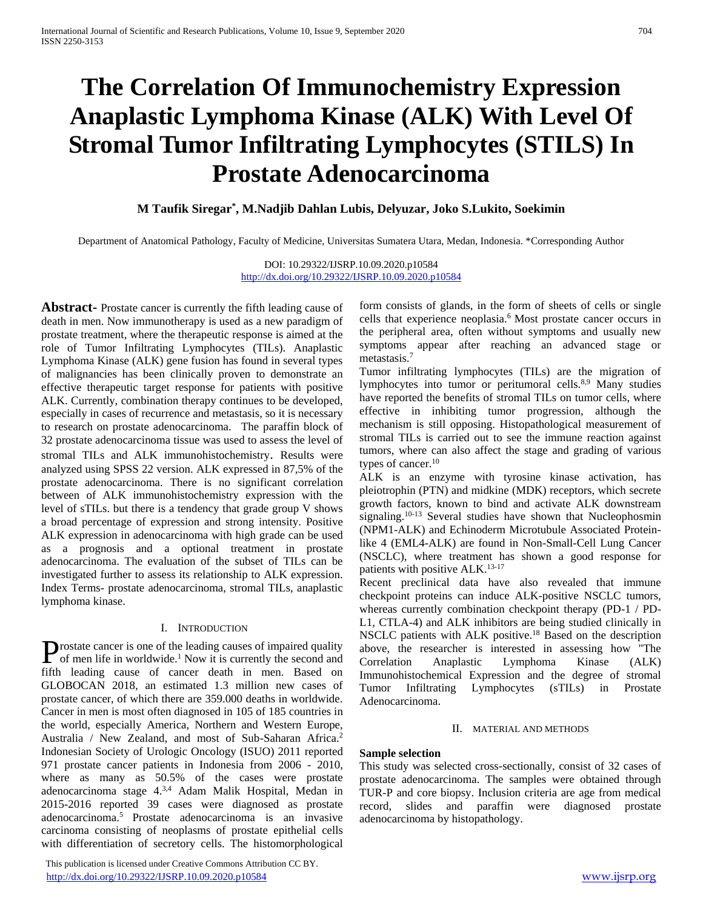# The Correlation Of Immunochemistry Expression Anaplastic Lymphoma Kinase (ALK) With Level Of Stromal Tumor Infiltrating Lymphocytes (STILS) In Prostate Adenocarcinoma

**M Taufik Siregar*, M.Nadjib Dahlan Lubis, Delyuzar, Joko S.Lukito, Soekimin**

Department of Anatomical Pathology, Faculty of Medicine, Universitas Sumatera Utara, Medan, Indonesia. *Corresponding Author

DOI: 10.29322/IJSRP.10.09.2020.p10584
http://dx.doi.org/10.29322/IJSRP.10.09.2020.p10584

**Abstract-** Prostate cancer is currently the fifth leading cause of death in men. Now immunotherapy is used as a new paradigm of prostate treatment, where the therapeutic response is aimed at the role of Tumor Infiltrating Lymphocytes (TILs). Anaplastic Lymphoma Kinase (ALK) gene fusion has found in several types of malignancies has been clinically proven to demonstrate an effective therapeutic target response for patients with positive ALK. Currently, combination therapy continues to be developed, especially in cases of recurrence and metastasis, so it is necessary to research on prostate adenocarcinoma. The paraffin block of 32 prostate adenocarcinoma tissue was used to assess the level of stromal TILs and ALK immunohistochemistry. Results were analyzed using SPSS 22 version. ALK expressed in 87,5% of the prostate adenocarcinoma. There is no significant correlation between of ALK immunohistochemistry expression with the level of sTILs. but there is a tendency that grade group V shows a broad percentage of expression and strong intensity. Positive ALK expression in adenocarcinoma with high grade can be used as a prognosis and a optional treatment in prostate adenocarcinoma. The evaluation of the subset of TILs can be investigated further to assess its relationship to ALK expression.

Index Terms- prostate adenocarcinoma, stromal TILs, anaplastic lymphoma kinase.

## I. Introduction

Prostate cancer is one of the leading causes of impaired quality of men life in worldwide.[1] Now it is currently the second and fifth leading cause of cancer death in men. Based on GLOBOCAN 2018, an estimated 1.3 million new cases of prostate cancer, of which there are 359.000 deaths in worldwide. Cancer in men is most often diagnosed in 105 of 185 countries in the world, especially America, Northern and Western Europe, Australia / New Zealand, and most of Sub-Saharan Africa.[2] Indonesian Society of Urologic Oncology (ISUO) 2011 reported 971 prostate cancer patients in Indonesia from 2006 - 2010, where as many as 50.5% of the cases were prostate adenocarcinoma stage 4.[3,4] Adam Malik Hospital, Medan in 2015-2016 reported 39 cases were diagnosed as prostate adenocarcinoma.[5] Prostate adenocarcinoma is an invasive carcinoma consisting of neoplasms of prostate epithelial cells with differentiation of secretory cells. The histomorphological form consists of glands, in the form of sheets of cells or single cells that experience neoplasia.[6] Most prostate cancer occurs in the peripheral area, often without symptoms and usually new symptoms appear after reaching an advanced stage or metastasis.[7]

Tumor infiltrating lymphocytes (TILs) are the migration of lymphocytes into tumor or peritumoral cells.[8,9] Many studies have reported the benefits of stromal TILs on tumor cells, where effective in inhibiting tumor progression, although the mechanism is still opposing. Histopathological measurement of stromal TILs is carried out to see the immune reaction against tumors, where can also affect the stage and grading of various types of cancer.[10]

ALK is an enzyme with tyrosine kinase activation, has pleiotrophin (PTN) and midkine (MDK) receptors, which secrete growth factors, known to bind and activate ALK downstream signaling.[10-13] Several studies have shown that Nucleophosmin (NPM1-ALK) and Echinoderm Microtubule Associated Protein-like 4 (EML4-ALK) are found in Non-Small-Cell Lung Cancer (NSCLC), where treatment has shown a good response for patients with positive ALK.[13-17]

Recent preclinical data have also revealed that immune checkpoint proteins can induce ALK-positive NSCLC tumors, whereas currently combination checkpoint therapy (PD-1 / PD-L1, CTLA-4) and ALK inhibitors are being studied clinically in NSCLC patients with ALK positive.[18] Based on the description above, the researcher is interested in assessing how "The Correlation Anaplastic Lymphoma Kinase (ALK) Immunohistochemical Expression and the degree of stromal Tumor Infiltrating Lymphocytes (sTILs) in Prostate Adenocarcinoma.

## II. Material and Methods

### Sample selection

This study was selected cross-sectionally, consist of 32 cases of prostate adenocarcinoma. The samples were obtained through TUR-P and core biopsy. Inclusion criteria are age from medical record, slides and paraffin were diagnosed prostate adenocarcinoma by histopathology.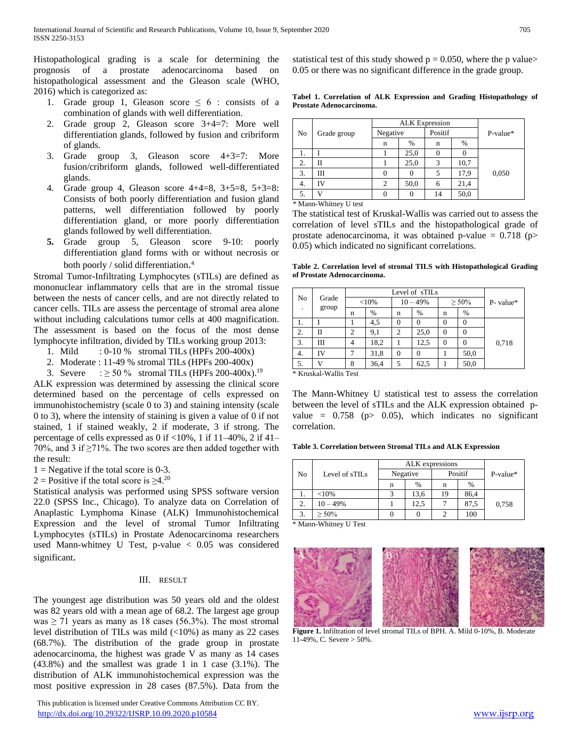Histopathological grading is a scale for determining the prognosis of a prostate adenocarcinoma based on histopathological assessment and the Gleason scale (WHO, 2016) which is categorized as:

1. Grade group 1, Gleason score ≤ 6 : consists of a combination of glands with well differentiation.
2. Grade group 2, Gleason score 3+4=7: More well differentiation glands, followed by fusion and cribriform of glands.
3. Grade group 3, Gleason score 4+3=7: More fusion/cribriform glands, followed well-differentiated glands.
4. Grade group 4, Gleason score 4+4=8, 3+5=8, 5+3=8: Consists of both poorly differentiation and fusion gland patterns, well differentiation followed by poorly differentiation gland, or more poorly differentiation glands followed by well differentiation.
5. **Grade group 5**, Gleason score 9-10: poorly differentiation gland forms with or without necrosis or both poorly / solid differentiation.[4]

Stromal Tumor-Infiltrating Lymphocytes (sTILs) are defined as mononuclear inflammatory cells that are in the stromal tissue between the nests of cancer cells, and are not directly related to cancer cells. TILs are assess the percentage of stromal area alone without including calculations tumor cells at 400 magnification. The assessment is based on the focus of the most dense lymphocyte infiltration, divided by TILs working group 2013:

1. Mild : 0-10 % stromal TILs (HPFs 200-400x)
2. Moderate : 11-49 % stromal TILs (HPFs 200-400x)
3. Severe : ≥ 50 % stromal TILs (HPFs 200-400x).[19]

ALK expression was determined by assessing the clinical score determined based on the percentage of cells expressed on immunohistochemistry (scale 0 to 3) and staining intensity (scale 0 to 3), where the intensity of staining is given a value of 0 if not stained, 1 if stained weakly, 2 if moderate, 3 if strong. The percentage of cells expressed as 0 if <10%, 1 if 11–40%, 2 if 41–70%, and 3 if ≥71%. The two scores are then added together with the result:

1 = Negative if the total score is 0-3.
2 = Positive if the total score is ≥4.[20]

Statistical analysis was performed using SPSS software version 22.0 (SPSS Inc., Chicago). To analyze data on Correlation of Anaplastic Lymphoma Kinase (ALK) Immunohistochemical Expression and the level of stromal Tumor Infiltrating Lymphocytes (sTILs) in Prostate Adenocarcinoma researchers used Mann-whitney U Test, p-value < 0.05 was considered significant.

## III. RESULT

The youngest age distribution was 50 years old and the oldest was 82 years old with a mean age of 68.2. The largest age group was ≥ 71 years as many as 18 cases (56.3%). The most stromal level distribution of TILs was mild (<10%) as many as 22 cases (68.7%). The distribution of the grade group in prostate adenocarcinoma, the highest was grade V as many as 14 cases (43.8%) and the smallest was grade 1 in 1 case (3.1%). The distribution of ALK immunohistochemical expression was the most positive expression in 28 cases (87.5%). Data from the statistical test of this study showed p = 0.050, where the p value> 0.05 or there was no significant difference in the grade group.

**Tabel 1. Correlation of ALK Expression and Grading Histopathology of Prostate Adenocarcinoma.**

| No | Grade group | ALK Expression | | | | P-value* |
|---|---|---|---|---|---|---|
| | | Negative | | Positif | | |
| | | n | % | n | % | |
| 1. | I | 1 | 25,0 | 0 | 0 | 0,050 |
| 2. | II | 1 | 25,0 | 3 | 10,7 | |
| 3. | III | 0 | 0 | 5 | 17,9 | |
| 4. | IV | 2 | 50,0 | 6 | 21,4 | |
| 5. | V | 0 | 0 | 14 | 50,0 | |

\* Mann-Whitney U test

The statistical test of Kruskal-Wallis was carried out to assess the correlation of level sTILs and the histopathological grade of prostate adenocarcinoma, it was obtained p-value = 0.718 (p> 0.05) which indicated no significant correlations.

**Table 2. Correlation level of stromal TILS with Histopathological Grading of Prostate Adenocarcinoma.**

| No. | Grade group | Level of sTILs | | | | | | P- value* |
|---|---|---|---|---|---|---|---|---|
| | | <10% | | 10 – 49% | | ≥ 50% | | |
| | | n | % | n | % | n | % | |
| 1. | I | 1 | 4,5 | 0 | 0 | 0 | 0 | 0,718 |
| 2. | II | 2 | 9,1 | 2 | 25,0 | 0 | 0 | |
| 3. | III | 4 | 18,2 | 1 | 12,5 | 0 | 0 | |
| 4. | IV | 7 | 31,8 | 0 | 0 | 1 | 50,0 | |
| 5. | V | 8 | 36,4 | 5 | 62,5 | 1 | 50,0 | |

\* Kruskal-Wallis Test

The Mann-Whitney U statistical test to assess the correlation between the level of sTILs and the ALK expression obtained p-value = 0.758 (p> 0.05), which indicates no significant correlation.

**Table 3. Correlation between Stromal TILs and ALK Expression**

| No | Level of sTILs | ALK expressions | | | | P-value* |
|---|---|---|---|---|---|---|
| | | Negative | | Positif | | |
| | | n | % | n | % | |
| 1. | <10% | 3 | 13,6 | 19 | 86,4 | 0,758 |
| 2. | 10 – 49% | 1 | 12,5 | 7 | 87,5 | |
| 3. | ≥ 50% | 0 | 0 | 2 | 100 | |

\* Mann-Whitney U Test

**Figure 1.** Infiltration of level stromal TILs of BPH. A. Mild 0-10%, B. Moderate 11-49%, C. Severe > 50%.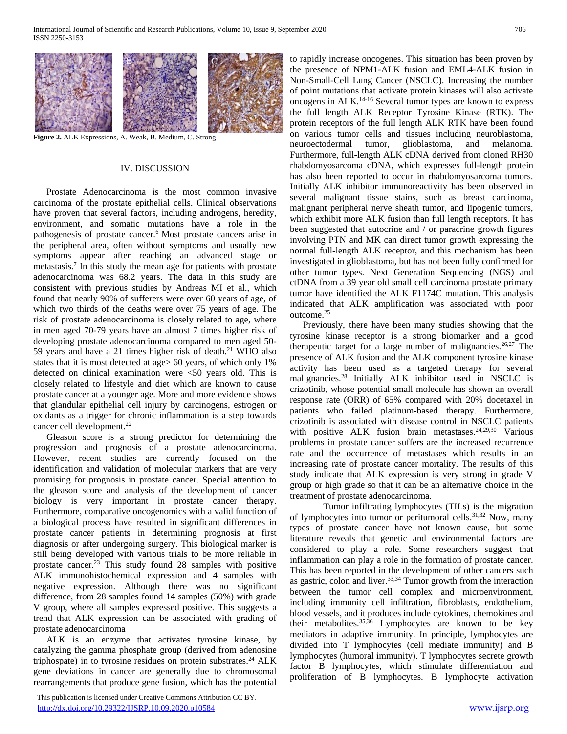**Figure 2.** ALK Expressions, A. Weak, B. Medium, C. Strong

## IV. DISCUSSION

Prostate Adenocarcinoma is the most common invasive carcinoma of the prostate epithelial cells. Clinical observations have proven that several factors, including androgens, heredity, environment, and somatic mutations have a role in the pathogenesis of prostate cancer.[6] Most prostate cancers arise in the peripheral area, often without symptoms and usually new symptoms appear after reaching an advanced stage or metastasis.[7] In this study the mean age for patients with prostate adenocarcinoma was 68.2 years. The data in this study are consistent with previous studies by Andreas MI et al., which found that nearly 90% of sufferers were over 60 years of age, of which two thirds of the deaths were over 75 years of age. The risk of prostate adenocarcinoma is closely related to age, where in men aged 70-79 years have an almost 7 times higher risk of developing prostate adenocarcinoma compared to men aged 50-59 years and have a 21 times higher risk of death.[21] WHO also states that it is most detected at age> 60 years, of which only 1% detected on clinical examination were <50 years old. This is closely related to lifestyle and diet which are known to cause prostate cancer at a younger age. More and more evidence shows that glandular epithelial cell injury by carcinogens, estrogen or oxidants as a trigger for chronic inflammation is a step towards cancer cell development.[22]

Gleason score is a strong predictor for determining the progression and prognosis of a prostate adenocarcinoma. However, recent studies are currently focused on the identification and validation of molecular markers that are very promising for prognosis in prostate cancer. Special attention to the gleason score and analysis of the development of cancer biology is very important in prostate cancer therapy. Furthermore, comparative oncogenomics with a valid function of a biological process have resulted in significant differences in prostate cancer patients in determining prognosis at first diagnosis or after undergoing surgery. This biological marker is still being developed with various trials to be more reliable in prostate cancer.[23] This study found 28 samples with positive ALK immunohistochemical expression and 4 samples with negative expression. Although there was no significant difference, from 28 samples found 14 samples (50%) with grade V group, where all samples expressed positive. This suggests a trend that ALK expression can be associated with grading of prostate adenocarcinoma

ALK is an enzyme that activates tyrosine kinase, by catalyzing the gamma phosphate group (derived from adenosine triphospate) in to tyrosine residues on protein substrates.[24] ALK gene deviations in cancer are generally due to chromosomal rearrangements that produce gene fusion, which has the potential to rapidly increase oncogenes. This situation has been proven by the presence of NPM1-ALK fusion and EML4-ALK fusion in Non-Small-Cell Lung Cancer (NSCLC). Increasing the number of point mutations that activate protein kinases will also activate oncogens in ALK.[14-16] Several tumor types are known to express the full length ALK Receptor Tyrosine Kinase (RTK). The protein receptors of the full length ALK RTK have been found on various tumor cells and tissues including neuroblastoma, neuroectodermal tumor, glioblastoma, and melanoma. Furthermore, full-length ALK cDNA derived from cloned RH30 rhabdomyosarcoma cDNA, which expresses full-length protein has also been reported to occur in rhabdomyosarcoma tumors. Initially ALK inhibitor immunoreactivity has been observed in several malignant tissue stains, such as breast carcinoma, malignant peripheral nerve sheath tumor, and lipogenic tumors, which exhibit more ALK fusion than full length receptors. It has been suggested that autocrine and / or paracrine growth figures involving PTN and MK can direct tumor growth expressing the normal full-length ALK receptor, and this mechanism has been investigated in glioblastoma, but has not been fully confirmed for other tumor types. Next Generation Sequencing (NGS) and ctDNA from a 39 year old small cell carcinoma prostate primary tumor have identified the ALK F1174C mutation. This analysis indicated that ALK amplification was associated with poor outcome.[25]

Previously, there have been many studies showing that the tyrosine kinase receptor is a strong biomarker and a good therapeutic target for a large number of malignancies.[26,27] The presence of ALK fusion and the ALK component tyrosine kinase activity has been used as a targeted therapy for several malignancies.[28] Initially ALK inhibitor used in NSCLC is crizotinib, whose potential small molecule has shown an overall response rate (ORR) of 65% compared with 20% docetaxel in patients who failed platinum-based therapy. Furthermore, crizotinib is associated with disease control in NSCLC patients with positive ALK fusion brain metastases.[24,29,30] Various problems in prostate cancer suffers are the increased recurrence rate and the occurrence of metastases which results in an increasing rate of prostate cancer mortality. The results of this study indicate that ALK expression is very strong in grade V group or high grade so that it can be an alternative choice in the treatment of prostate adenocarcinoma.

Tumor infiltrating lymphocytes (TILs) is the migration of lymphocytes into tumor or peritumoral cells.[31,32] Now, many types of prostate cancer have not known cause, but some literature reveals that genetic and environmental factors are considered to play a role. Some researchers suggest that inflammation can play a role in the formation of prostate cancer. This has been reported in the development of other cancers such as gastric, colon and liver.[33,34] Tumor growth from the interaction between the tumor cell complex and microenvironment, including immunity cell infiltration, fibroblasts, endothelium, blood vessels, and it produces include cytokines, chemokines and their metabolites.[35,36] Lymphocytes are known to be key mediators in adaptive immunity. In principle, lymphocytes are divided into T lymphocytes (cell mediate immunity) and B lymphocytes (humoral immunity). T lymphocytes secrete growth factor B lymphocytes, which stimulate differentiation and proliferation of B lymphocytes. B lymphocyte activation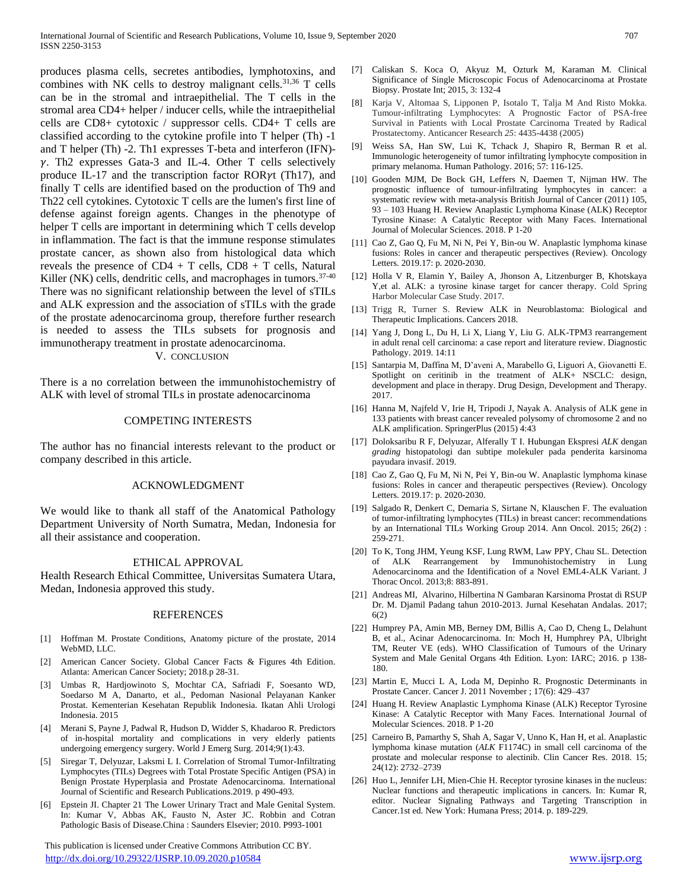produces plasma cells, secretes antibodies, lymphotoxins, and combines with NK cells to destroy malignant cells.[31,36] T cells can be in the stromal and intraepithelial. The T cells in the stromal area CD4+ helper / inducer cells, while the intraepithelial cells are CD8+ cytotoxic / suppressor cells. CD4+ T cells are classified according to the cytokine profile into T helper (Th) -1 and T helper (Th) -2. Th1 expresses T-beta and interferon (IFN)-$\gamma$. Th2 expresses Gata-3 and IL-4. Other T cells selectively produce IL-17 and the transcription factor ROR$\gamma$t (Th17), and finally T cells are identified based on the production of Th9 and Th22 cell cytokines. Cytotoxic T cells are the lumen's first line of defense against foreign agents. Changes in the phenotype of helper T cells are important in determining which T cells develop in inflammation. The fact is that the immune response stimulates prostate cancer, as shown also from histological data which reveals the presence of CD4 + T cells, CD8 + T cells, Natural Killer (NK) cells, dendritic cells, and macrophages in tumors.[37-40] There was no significant relationship between the level of sTILs and ALK expression and the association of sTILs with the grade of the prostate adenocarcinoma group, therefore further research is needed to assess the TILs subsets for prognosis and immunotherapy treatment in prostate adenocarcinoma.

## V. CONCLUSION

There is a no correlation between the immunohistochemistry of ALK with level of stromal TILs in prostate adenocarcinoma

## COMPETING INTERESTS

The author has no financial interests relevant to the product or company described in this article.

## ACKNOWLEDGMENT

We would like to thank all staff of the Anatomical Pathology Department University of North Sumatra, Medan, Indonesia for all their assistance and cooperation.

## ETHICAL APPROVAL

Health Research Ethical Committee, Universitas Sumatera Utara, Medan, Indonesia approved this study.

## REFERENCES

[1] Hoffman M. Prostate Conditions, Anatomy picture of the prostate, 2014 WebMD, LLC.

[2] American Cancer Society. Global Cancer Facts & Figures 4th Edition. Atlanta: American Cancer Society; 2018.p 28-31.

[3] Umbas R, Hardjowinoto S, Mochtar CA, Safriadi F, Soesanto WD, Soedarso M A, Danarto, et al., Pedoman Nasional Pelayanan Kanker Prostat. Kementerian Kesehatan Republik Indonesia. Ikatan Ahli Urologi Indonesia. 2015

[4] Merani S, Payne J, Padwal R, Hudson D, Widder S, Khadaroo R. Predictors of in-hospital mortality and complications in very elderly patients undergoing emergency surgery. World J Emerg Surg. 2014;9(1):43.

[5] Siregar T, Delyuzar, Laksmi L I. Correlation of Stromal Tumor-Infiltrating Lymphocytes (TILs) Degrees with Total Prostate Specific Antigen (PSA) in Benign Prostate Hyperplasia and Prostate Adenocarcinoma. International Journal of Scientific and Research Publications.2019. p 490-493.

[6] Epstein JI. Chapter 21 The Lower Urinary Tract and Male Genital System. In: Kumar V, Abbas AK, Fausto N, Aster JC. Robbin and Cotran Pathologic Basis of Disease.China : Saunders Elsevier; 2010. P993-1001

[7] Caliskan S. Koca O, Akyuz M, Ozturk M, Karaman M. Clinical Significance of Single Microscopic Focus of Adenocarcinoma at Prostate Biopsy. Prostate Int; 2015, 3: 132-4

[8] Karja V, Altomaa S, Lipponen P, Isotalo T, Talja M And Risto Mokka. Tumour-infiltrating Lymphocytes: A Prognostic Factor of PSA-free Survival in Patients with Local Prostate Carcinoma Treated by Radical Prostatectomy. Anticancer Research *25*: 4435-4438 (2005)

[9] Weiss SA, Han SW, Lui K, Tchack J, Shapiro R, Berman R et al. Immunologic heterogeneity of tumor infiltrating lymphocyte composition in primary melanoma. Human Pathology. 2016; 57: 116-125.

[10] Gooden MJM, De Bock GH, Leffers N, Daemen T, Nijman HW. The prognostic influence of tumour-infiltrating lymphocytes in cancer: a systematic review with meta-analysis British Journal of Cancer (2011) 105, 93 – 103 Huang H. Review Anaplastic Lymphoma Kinase (ALK) Receptor Tyrosine Kinase: A Catalytic Receptor with Many Faces. International Journal of Molecular Sciences. 2018. P 1-20

[11] Cao Z, Gao Q, Fu M, Ni N, Pei Y, Bin-ou W. Anaplastic lymphoma kinase fusions: Roles in cancer and therapeutic perspectives (Review). Oncology Letters. 2019.17: p. 2020-2030.

[12] Holla V R, Elamin Y, Bailey A, Jhonson A, Litzenburger B, Khotskaya Y,et al. ALK: a tyrosine kinase target for cancer therapy. Cold Spring Harbor Molecular Case Study. 2017.

[13] Trigg R, Turner S. Review ALK in Neuroblastoma: Biological and Therapeutic Implications. Cancers 2018.

[14] Yang J, Dong L, Du H, Li X, Liang Y, Liu G. ALK-TPM3 rearrangement in adult renal cell carcinoma: a case report and literature review. Diagnostic Pathology. 2019. 14:11

[15] Santarpia M, Daffina M, D'aveni A, Marabello G, Liguori A, Giovanetti E. Spotlight on ceritinib in the treatment of ALK+ NSCLC: design, development and place in therapy. Drug Design, Development and Therapy. 2017.

[16] Hanna M, Najfeld V, Irie H, Tripodi J, Nayak A. Analysis of ALK gene in 133 patients with breast cancer revealed polysomy of chromosome 2 and no ALK amplification. SpringerPlus (2015) 4:43

[17] Doloksaribu R F, Delyuzar, Alferally T I. Hubungan Ekspresi *ALK* dengan *grading* histopatologi dan subtipe molekuler pada penderita karsinoma payudara invasif. 2019.

[18] Cao Z, Gao Q, Fu M, Ni N, Pei Y, Bin-ou W. Anaplastic lymphoma kinase fusions: Roles in cancer and therapeutic perspectives (Review). Oncology Letters. 2019.17: p. 2020-2030.

[19] Salgado R, Denkert C, Demaria S, Sirtane N, Klauschen F. The evaluation of tumor-infiltrating lymphocytes (TILs) in breast cancer: recommendations by an International TILs Working Group 2014. Ann Oncol. 2015; 26(2) : 259-271.

[20] To K, Tong JHM, Yeung KSF, Lung RWM, Law PPY, Chau SL. Detection of ALK Rearrangement by Immunohistochemistry in Lung Adenocarcinoma and the Identification of a Novel EML4-ALK Variant. J Thorac Oncol. 2013;8: 883-891.

[21] Andreas MI, Alvarino, Hilbertina N Gambaran Karsinoma Prostat di RSUP Dr. M. Djamil Padang tahun 2010-2013. Jurnal Kesehatan Andalas. 2017; 6(2)

[22] Humprey PA, Amin MB, Berney DM, Billis A, Cao D, Cheng L, Delahunt B, et al., Acinar Adenocarcinoma. In: Moch H, Humphrey PA, Ulbright TM, Reuter VE (eds). WHO Classification of Tumours of the Urinary System and Male Genital Organs 4th Edition. Lyon: IARC; 2016. p 138-180.

[23] Martin E, Mucci L A, Loda M, Depinho R. Prognostic Determinants in Prostate Cancer. Cancer J. 2011 November ; 17(6): 429–437

[24] Huang H. Review Anaplastic Lymphoma Kinase (ALK) Receptor Tyrosine Kinase: A Catalytic Receptor with Many Faces. International Journal of Molecular Sciences. 2018. P 1-20

[25] Carneiro B, Pamarthy S, Shah A, Sagar V, Unno K, Han H, et al. Anaplastic lymphoma kinase mutation (*ALK* F1174C) in small cell carcinoma of the prostate and molecular response to alectinib. Clin Cancer Res. 2018. 15; 24(12): 2732–2739

[26] Huo L, Jennifer LH, Mien-Chie H. Receptor tyrosine kinases in the nucleus: Nuclear functions and therapeutic implications in cancers. In: Kumar R, editor. Nuclear Signaling Pathways and Targeting Transcription in Cancer.1st ed. New York: Humana Press; 2014. p. 189-229.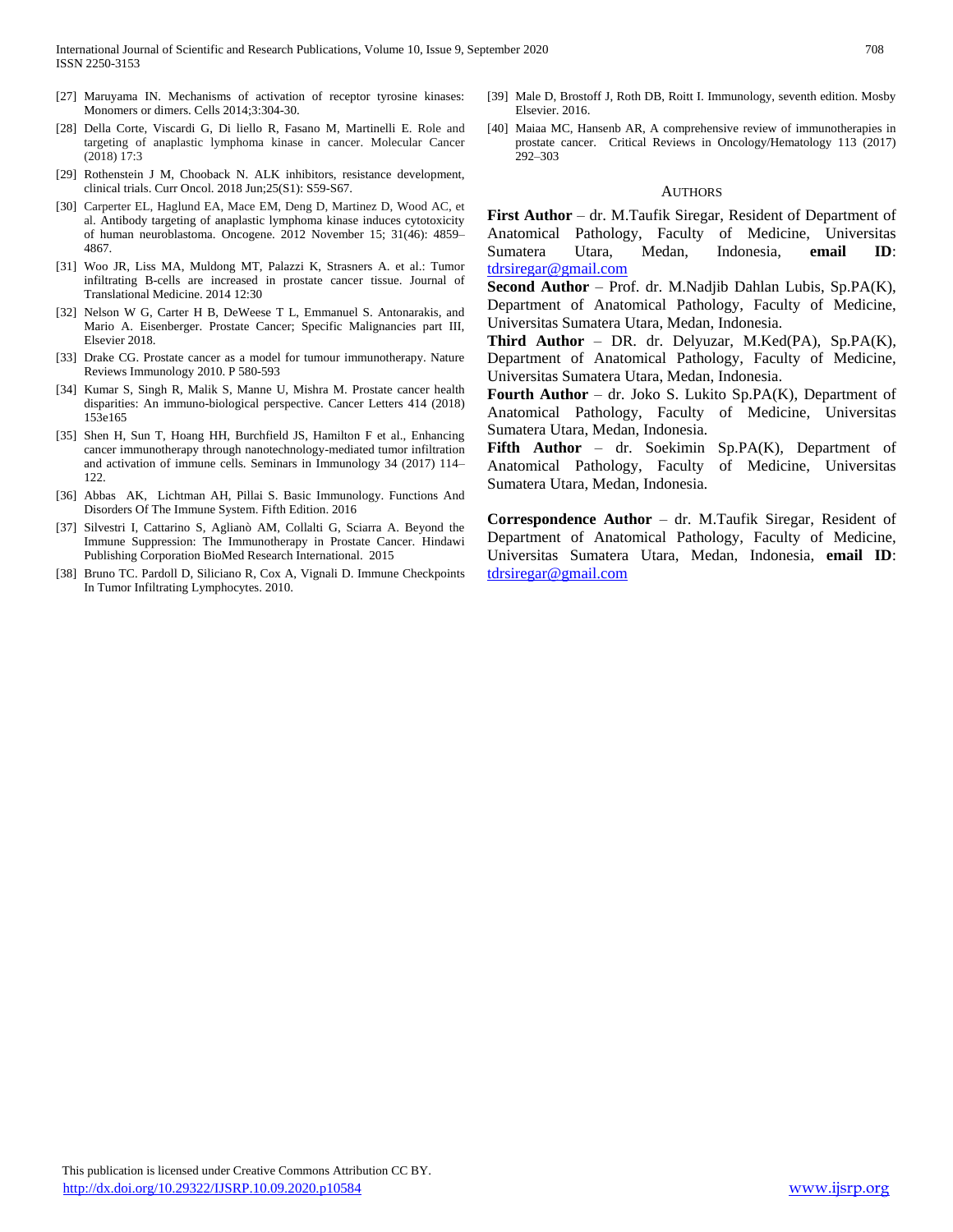[27] Maruyama IN. Mechanisms of activation of receptor tyrosine kinases: Monomers or dimers. Cells 2014;3:304-30.

[28] Della Corte, Viscardi G, Di liello R, Fasano M, Martinelli E. Role and targeting of anaplastic lymphoma kinase in cancer. Molecular Cancer (2018) 17:3

[29] Rothenstein J M, Chooback N. ALK inhibitors, resistance development, clinical trials. Curr Oncol. 2018 Jun;25(S1): S59-S67.

[30] Carperter EL, Haglund EA, Mace EM, Deng D, Martinez D, Wood AC, et al. Antibody targeting of anaplastic lymphoma kinase induces cytotoxicity of human neuroblastoma. Oncogene. 2012 November 15; 31(46): 4859–4867.

[31] Woo JR, Liss MA, Muldong MT, Palazzi K, Strasners A. et al.: Tumor infiltrating B-cells are increased in prostate cancer tissue. Journal of Translational Medicine. 2014 12:30

[32] Nelson W G, Carter H B, DeWeese T L, Emmanuel S. Antonarakis, and Mario A. Eisenberger. Prostate Cancer; Specific Malignancies part III, Elsevier 2018.

[33] Drake CG. Prostate cancer as a model for tumour immunotherapy. Nature Reviews Immunology 2010. P 580-593

[34] Kumar S, Singh R, Malik S, Manne U, Mishra M. Prostate cancer health disparities: An immuno-biological perspective. Cancer Letters 414 (2018) 153e165

[35] Shen H, Sun T, Hoang HH, Burchfield JS, Hamilton F et al., Enhancing cancer immunotherapy through nanotechnology-mediated tumor infiltration and activation of immune cells. Seminars in Immunology 34 (2017) 114–122.

[36] Abbas AK, Lichtman AH, Pillai S. Basic Immunology. Functions And Disorders Of The Immune System. Fifth Edition. 2016

[37] Silvestri I, Cattarino S, Aglianò AM, Collalti G, Sciarra A. Beyond the Immune Suppression: The Immunotherapy in Prostate Cancer. Hindawi Publishing Corporation BioMed Research International. 2015

[38] Bruno TC. Pardoll D, Siliciano R, Cox A, Vignali D. Immune Checkpoints In Tumor Infiltrating Lymphocytes. 2010.

[39] Male D, Brostoff J, Roth DB, Roitt I. Immunology, seventh edition. Mosby Elsevier. 2016.

[40] Maiaa MC, Hansenb AR, A comprehensive review of immunotherapies in prostate cancer. Critical Reviews in Oncology/Hematology 113 (2017) 292–303

## AUTHORS

**First Author** – dr. M.Taufik Siregar, Resident of Department of Anatomical Pathology, Faculty of Medicine, Universitas Sumatera Utara, Medan, Indonesia, **email ID**: tdrsiregar@gmail.com

**Second Author** – Prof. dr. M.Nadjib Dahlan Lubis, Sp.PA(K), Department of Anatomical Pathology, Faculty of Medicine, Universitas Sumatera Utara, Medan, Indonesia.

**Third Author** – DR. dr. Delyuzar, M.Ked(PA), Sp.PA(K), Department of Anatomical Pathology, Faculty of Medicine, Universitas Sumatera Utara, Medan, Indonesia.

**Fourth Author** – dr. Joko S. Lukito Sp.PA(K), Department of Anatomical Pathology, Faculty of Medicine, Universitas Sumatera Utara, Medan, Indonesia.

**Fifth Author** – dr. Soekimin Sp.PA(K), Department of Anatomical Pathology, Faculty of Medicine, Universitas Sumatera Utara, Medan, Indonesia.

**Correspondence Author** – dr. M.Taufik Siregar, Resident of Department of Anatomical Pathology, Faculty of Medicine, Universitas Sumatera Utara, Medan, Indonesia, **email ID**: tdrsiregar@gmail.com